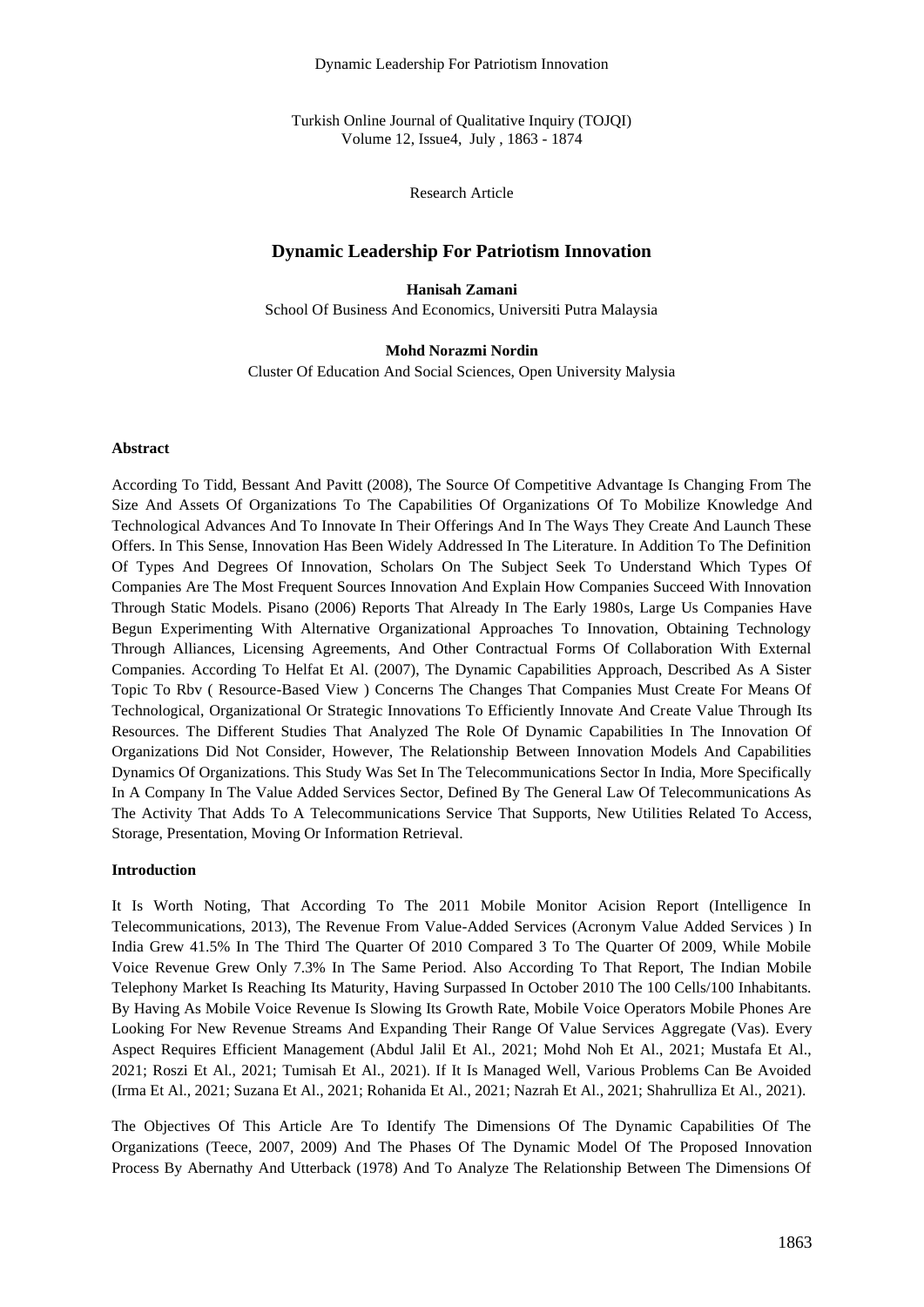Research Article

# Dynamic Leadership For Patriotism Innovation

**Hanisah Zamani**

School Of Business And Economics, Universiti Putra Malaysia

**Mohd Norazmi Nordin**

Cluster Of Education And Social Sciences, Open University Malysia

## Abstract

According To Tidd, Bessant And Pavitt (2008), The Source Of Competitive Advantage Is Changing From The Size And Assets Of Organizations To The Capabilities Of Organizations Of To Mobilize Knowledge And Technological Advances And To Innovate In Their Offerings And In The Ways They Create And Launch These Offers. In This Sense, Innovation Has Been Widely Addressed In The Literature. In Addition To The Definition Of Types And Degrees Of Innovation, Scholars On The Subject Seek To Understand Which Types Of Companies Are The Most Frequent Sources Innovation And Explain How Companies Succeed With Innovation Through Static Models. Pisano (2006) Reports That Already In The Early 1980s, Large Us Companies Have Begun Experimenting With Alternative Organizational Approaches To Innovation, Obtaining Technology Through Alliances, Licensing Agreements, And Other Contractual Forms Of Collaboration With External Companies. According To Helfat Et Al. (2007), The Dynamic Capabilities Approach, Described As A Sister Topic To Rbv ( Resource-Based View ) Concerns The Changes That Companies Must Create For Means Of Technological, Organizational Or Strategic Innovations To Efficiently Innovate And Create Value Through Its Resources. The Different Studies That Analyzed The Role Of Dynamic Capabilities In The Innovation Of Organizations Did Not Consider, However, The Relationship Between Innovation Models And Capabilities Dynamics Of Organizations. This Study Was Set In The Telecommunications Sector In India, More Specifically In A Company In The Value Added Services Sector, Defined By The General Law Of Telecommunications As The Activity That Adds To A Telecommunications Service That Supports, New Utilities Related To Access, Storage, Presentation, Moving Or Information Retrieval.

## Introduction

It Is Worth Noting, That According To The 2011 Mobile Monitor Acision Report (Intelligence In Telecommunications, 2013), The Revenue From Value-Added Services (Acronym Value Added Services ) In India Grew 41.5% In The Third The Quarter Of 2010 Compared 3 To The Quarter Of 2009, While Mobile Voice Revenue Grew Only 7.3% In The Same Period. Also According To That Report, The Indian Mobile Telephony Market Is Reaching Its Maturity, Having Surpassed In October 2010 The 100 Cells/100 Inhabitants. By Having As Mobile Voice Revenue Is Slowing Its Growth Rate, Mobile Voice Operators Mobile Phones Are Looking For New Revenue Streams And Expanding Their Range Of Value Services Aggregate (Vas). Every Aspect Requires Efficient Management (Abdul Jalil Et Al., 2021; Mohd Noh Et Al., 2021; Mustafa Et Al., 2021; Roszi Et Al., 2021; Tumisah Et Al., 2021). If It Is Managed Well, Various Problems Can Be Avoided (Irma Et Al., 2021; Suzana Et Al., 2021; Rohanida Et Al., 2021; Nazrah Et Al., 2021; Shahrulliza Et Al., 2021).

The Objectives Of This Article Are To Identify The Dimensions Of The Dynamic Capabilities Of The Organizations (Teece, 2007, 2009) And The Phases Of The Dynamic Model Of The Proposed Innovation Process By Abernathy And Utterback (1978) And To Analyze The Relationship Between The Dimensions Of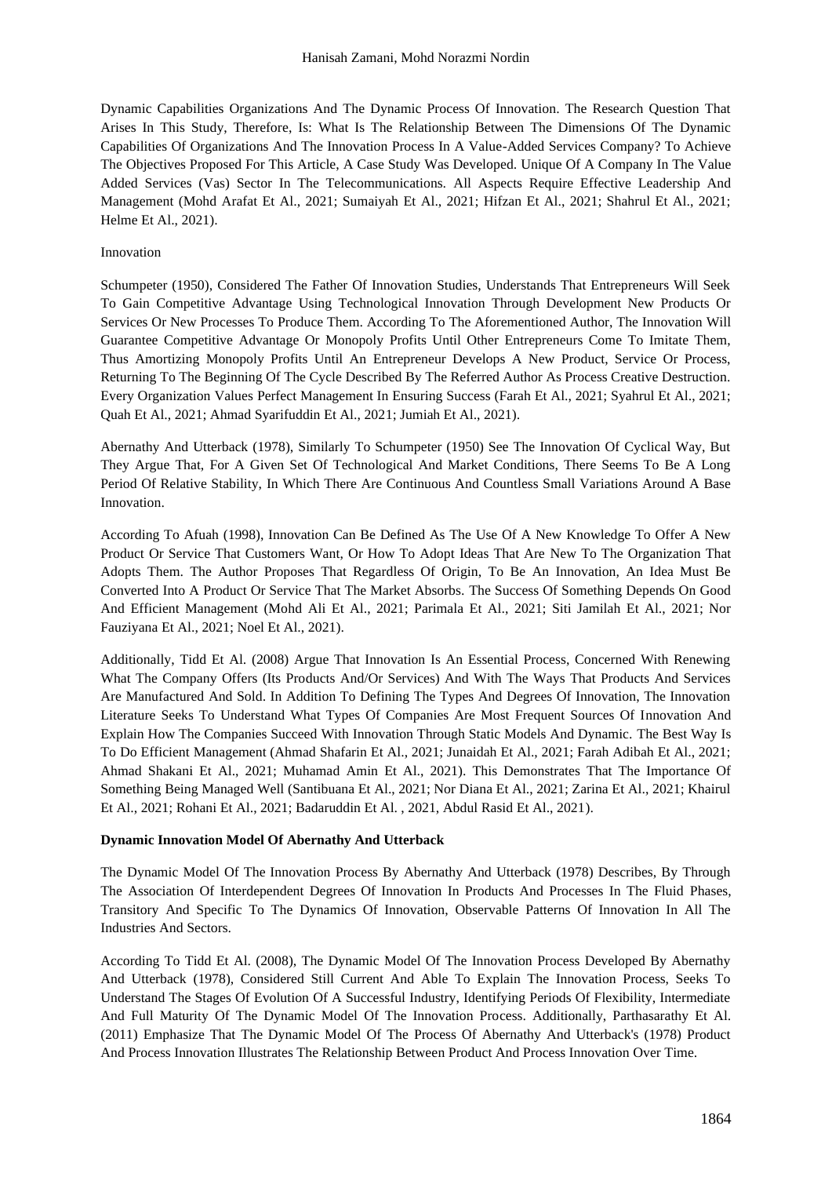Dynamic Capabilities Organizations And The Dynamic Process Of Innovation. The Research Question That Arises In This Study, Therefore, Is: What Is The Relationship Between The Dimensions Of The Dynamic Capabilities Of Organizations And The Innovation Process In A Value-Added Services Company? To Achieve The Objectives Proposed For This Article, A Case Study Was Developed. Unique Of A Company In The Value Added Services (Vas) Sector In The Telecommunications. All Aspects Require Effective Leadership And Management (Mohd Arafat Et Al., 2021; Sumaiyah Et Al., 2021; Hifzan Et Al., 2021; Shahrul Et Al., 2021; Helme Et Al., 2021).

Innovation

Schumpeter (1950), Considered The Father Of Innovation Studies, Understands That Entrepreneurs Will Seek To Gain Competitive Advantage Using Technological Innovation Through Development New Products Or Services Or New Processes To Produce Them. According To The Aforementioned Author, The Innovation Will Guarantee Competitive Advantage Or Monopoly Profits Until Other Entrepreneurs Come To Imitate Them, Thus Amortizing Monopoly Profits Until An Entrepreneur Develops A New Product, Service Or Process, Returning To The Beginning Of The Cycle Described By The Referred Author As Process Creative Destruction. Every Organization Values Perfect Management In Ensuring Success (Farah Et Al., 2021; Syahrul Et Al., 2021; Quah Et Al., 2021; Ahmad Syarifuddin Et Al., 2021; Jumiah Et Al., 2021).

Abernathy And Utterback (1978), Similarly To Schumpeter (1950) See The Innovation Of Cyclical Way, But They Argue That, For A Given Set Of Technological And Market Conditions, There Seems To Be A Long Period Of Relative Stability, In Which There Are Continuous And Countless Small Variations Around A Base Innovation.

According To Afuah (1998), Innovation Can Be Defined As The Use Of A New Knowledge To Offer A New Product Or Service That Customers Want, Or How To Adopt Ideas That Are New To The Organization That Adopts Them. The Author Proposes That Regardless Of Origin, To Be An Innovation, An Idea Must Be Converted Into A Product Or Service That The Market Absorbs. The Success Of Something Depends On Good And Efficient Management (Mohd Ali Et Al., 2021; Parimala Et Al., 2021; Siti Jamilah Et Al., 2021; Nor Fauziyana Et Al., 2021; Noel Et Al., 2021).

Additionally, Tidd Et Al. (2008) Argue That Innovation Is An Essential Process, Concerned With Renewing What The Company Offers (Its Products And/Or Services) And With The Ways That Products And Services Are Manufactured And Sold. In Addition To Defining The Types And Degrees Of Innovation, The Innovation Literature Seeks To Understand What Types Of Companies Are Most Frequent Sources Of Innovation And Explain How The Companies Succeed With Innovation Through Static Models And Dynamic. The Best Way Is To Do Efficient Management (Ahmad Shafarin Et Al., 2021; Junaidah Et Al., 2021; Farah Adibah Et Al., 2021; Ahmad Shakani Et Al., 2021; Muhamad Amin Et Al., 2021). This Demonstrates That The Importance Of Something Being Managed Well (Santibuana Et Al., 2021; Nor Diana Et Al., 2021; Zarina Et Al., 2021; Khairul Et Al., 2021; Rohani Et Al., 2021; Badaruddin Et Al. , 2021, Abdul Rasid Et Al., 2021).

**Dynamic Innovation Model Of Abernathy And Utterback**

The Dynamic Model Of The Innovation Process By Abernathy And Utterback (1978) Describes, By Through The Association Of Interdependent Degrees Of Innovation In Products And Processes In The Fluid Phases, Transitory And Specific To The Dynamics Of Innovation, Observable Patterns Of Innovation In All The Industries And Sectors.

According To Tidd Et Al. (2008), The Dynamic Model Of The Innovation Process Developed By Abernathy And Utterback (1978), Considered Still Current And Able To Explain The Innovation Process, Seeks To Understand The Stages Of Evolution Of A Successful Industry, Identifying Periods Of Flexibility, Intermediate And Full Maturity Of The Dynamic Model Of The Innovation Process. Additionally, Parthasarathy Et Al. (2011) Emphasize That The Dynamic Model Of The Process Of Abernathy And Utterback's (1978) Product And Process Innovation Illustrates The Relationship Between Product And Process Innovation Over Time.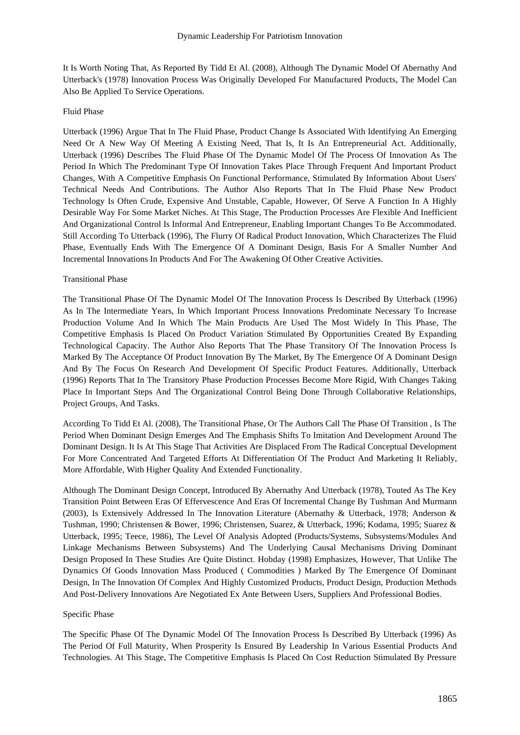It Is Worth Noting That, As Reported By Tidd Et Al. (2008), Although The Dynamic Model Of Abernathy And Utterback's (1978) Innovation Process Was Originally Developed For Manufactured Products, The Model Can Also Be Applied To Service Operations.

### Fluid Phase

Utterback (1996) Argue That In The Fluid Phase, Product Change Is Associated With Identifying An Emerging Need Or A New Way Of Meeting A Existing Need, That Is, It Is An Entrepreneurial Act. Additionally, Utterback (1996) Describes The Fluid Phase Of The Dynamic Model Of The Process Of Innovation As The Period In Which The Predominant Type Of Innovation Takes Place Through Frequent And Important Product Changes, With A Competitive Emphasis On Functional Performance, Stimulated By Information About Users' Technical Needs And Contributions. The Author Also Reports That In The Fluid Phase New Product Technology Is Often Crude, Expensive And Unstable, Capable, However, Of Serve A Function In A Highly Desirable Way For Some Market Niches. At This Stage, The Production Processes Are Flexible And Inefficient And Organizational Control Is Informal And Entrepreneur, Enabling Important Changes To Be Accommodated. Still According To Utterback (1996), The Flurry Of Radical Product Innovation, Which Characterizes The Fluid Phase, Eventually Ends With The Emergence Of A Dominant Design, Basis For A Smaller Number And Incremental Innovations In Products And For The Awakening Of Other Creative Activities.

### Transitional Phase

The Transitional Phase Of The Dynamic Model Of The Innovation Process Is Described By Utterback (1996) As In The Intermediate Years, In Which Important Process Innovations Predominate Necessary To Increase Production Volume And In Which The Main Products Are Used The Most Widely In This Phase, The Competitive Emphasis Is Placed On Product Variation Stimulated By Opportunities Created By Expanding Technological Capacity. The Author Also Reports That The Phase Transitory Of The Innovation Process Is Marked By The Acceptance Of Product Innovation By The Market, By The Emergence Of A Dominant Design And By The Focus On Research And Development Of Specific Product Features. Additionally, Utterback (1996) Reports That In The Transitory Phase Production Processes Become More Rigid, With Changes Taking Place In Important Steps And The Organizational Control Being Done Through Collaborative Relationships, Project Groups, And Tasks.

According To Tidd Et Al. (2008), The Transitional Phase, Or The Authors Call The Phase Of Transition , Is The Period When Dominant Design Emerges And The Emphasis Shifts To Imitation And Development Around The Dominant Design. It Is At This Stage That Activities Are Displaced From The Radical Conceptual Development For More Concentrated And Targeted Efforts At Differentiation Of The Product And Marketing It Reliably, More Affordable, With Higher Quality And Extended Functionality.

Although The Dominant Design Concept, Introduced By Abernathy And Utterback (1978), Touted As The Key Transition Point Between Eras Of Effervescence And Eras Of Incremental Change By Tushman And Murmann (2003), Is Extensively Addressed In The Innovation Literature (Abernathy & Utterback, 1978; Anderson & Tushman, 1990; Christensen & Bower, 1996; Christensen, Suarez, & Utterback, 1996; Kodama, 1995; Suarez & Utterback, 1995; Teece, 1986), The Level Of Analysis Adopted (Products/Systems, Subsystems/Modules And Linkage Mechanisms Between Subsystems) And The Underlying Causal Mechanisms Driving Dominant Design Proposed In These Studies Are Quite Distinct. Hobday (1998) Emphasizes, However, That Unlike The Dynamics Of Goods Innovation Mass Produced ( Commodities ) Marked By The Emergence Of Dominant Design, In The Innovation Of Complex And Highly Customized Products, Product Design, Production Methods And Post-Delivery Innovations Are Negotiated Ex Ante Between Users, Suppliers And Professional Bodies.

### Specific Phase

The Specific Phase Of The Dynamic Model Of The Innovation Process Is Described By Utterback (1996) As The Period Of Full Maturity, When Prosperity Is Ensured By Leadership In Various Essential Products And Technologies. At This Stage, The Competitive Emphasis Is Placed On Cost Reduction Stimulated By Pressure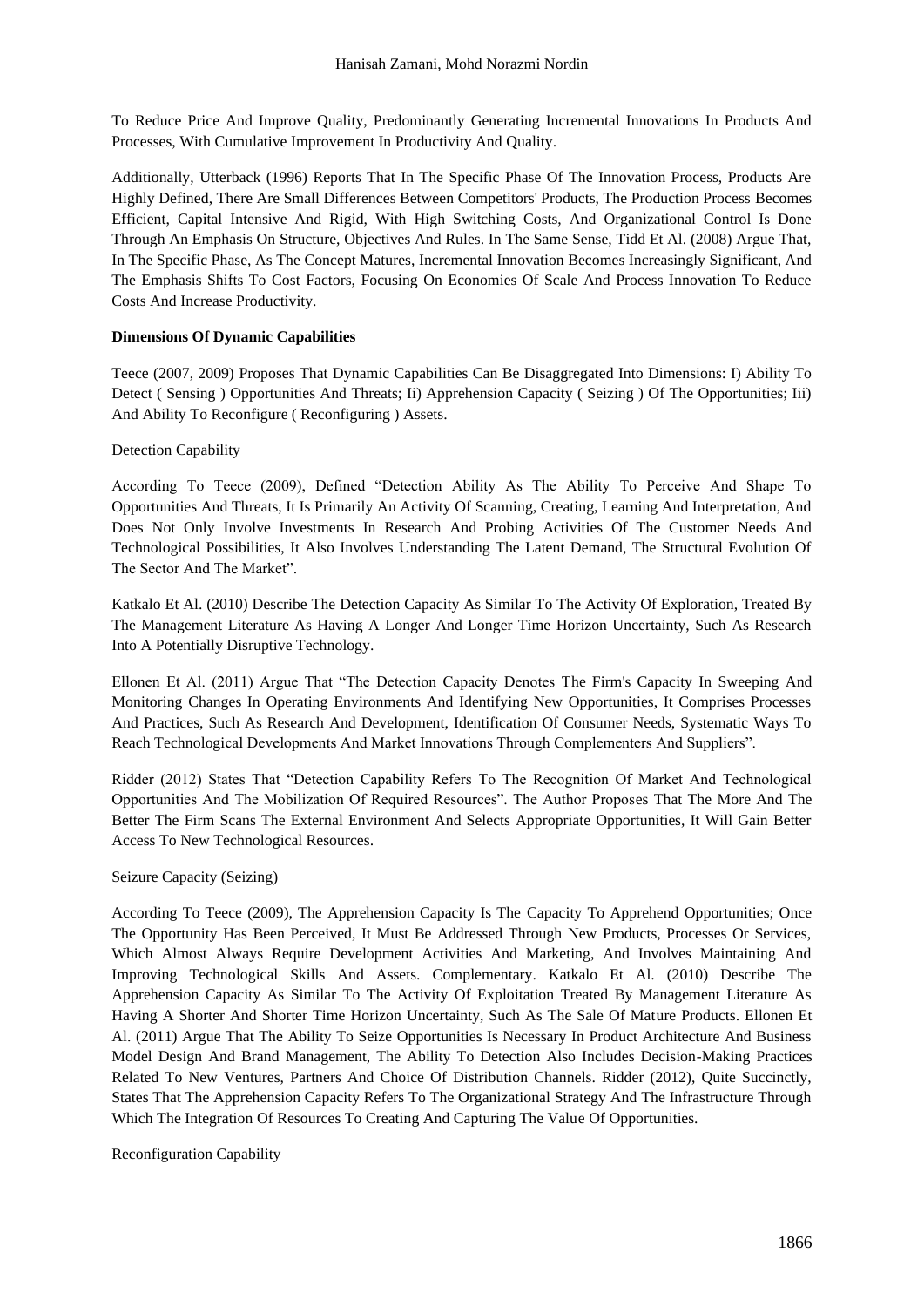To Reduce Price And Improve Quality, Predominantly Generating Incremental Innovations In Products And Processes, With Cumulative Improvement In Productivity And Quality.

Additionally, Utterback (1996) Reports That In The Specific Phase Of The Innovation Process, Products Are Highly Defined, There Are Small Differences Between Competitors' Products, The Production Process Becomes Efficient, Capital Intensive And Rigid, With High Switching Costs, And Organizational Control Is Done Through An Emphasis On Structure, Objectives And Rules. In The Same Sense, Tidd Et Al. (2008) Argue That, In The Specific Phase, As The Concept Matures, Incremental Innovation Becomes Increasingly Significant, And The Emphasis Shifts To Cost Factors, Focusing On Economies Of Scale And Process Innovation To Reduce Costs And Increase Productivity.

**Dimensions Of Dynamic Capabilities**

Teece (2007, 2009) Proposes That Dynamic Capabilities Can Be Disaggregated Into Dimensions: I) Ability To Detect ( Sensing ) Opportunities And Threats; Ii) Apprehension Capacity ( Seizing ) Of The Opportunities; Iii) And Ability To Reconfigure ( Reconfiguring ) Assets.

Detection Capability

According To Teece (2009), Defined "Detection Ability As The Ability To Perceive And Shape To Opportunities And Threats, It Is Primarily An Activity Of Scanning, Creating, Learning And Interpretation, And Does Not Only Involve Investments In Research And Probing Activities Of The Customer Needs And Technological Possibilities, It Also Involves Understanding The Latent Demand, The Structural Evolution Of The Sector And The Market".

Katkalo Et Al. (2010) Describe The Detection Capacity As Similar To The Activity Of Exploration, Treated By The Management Literature As Having A Longer And Longer Time Horizon Uncertainty, Such As Research Into A Potentially Disruptive Technology.

Ellonen Et Al. (2011) Argue That "The Detection Capacity Denotes The Firm's Capacity In Sweeping And Monitoring Changes In Operating Environments And Identifying New Opportunities, It Comprises Processes And Practices, Such As Research And Development, Identification Of Consumer Needs, Systematic Ways To Reach Technological Developments And Market Innovations Through Complementers And Suppliers".

Ridder (2012) States That "Detection Capability Refers To The Recognition Of Market And Technological Opportunities And The Mobilization Of Required Resources". The Author Proposes That The More And The Better The Firm Scans The External Environment And Selects Appropriate Opportunities, It Will Gain Better Access To New Technological Resources.

Seizure Capacity (Seizing)

According To Teece (2009), The Apprehension Capacity Is The Capacity To Apprehend Opportunities; Once The Opportunity Has Been Perceived, It Must Be Addressed Through New Products, Processes Or Services, Which Almost Always Require Development Activities And Marketing, And Involves Maintaining And Improving Technological Skills And Assets. Complementary. Katkalo Et Al. (2010) Describe The Apprehension Capacity As Similar To The Activity Of Exploitation Treated By Management Literature As Having A Shorter And Shorter Time Horizon Uncertainty, Such As The Sale Of Mature Products. Ellonen Et Al. (2011) Argue That The Ability To Seize Opportunities Is Necessary In Product Architecture And Business Model Design And Brand Management, The Ability To Detection Also Includes Decision-Making Practices Related To New Ventures, Partners And Choice Of Distribution Channels. Ridder (2012), Quite Succinctly, States That The Apprehension Capacity Refers To The Organizational Strategy And The Infrastructure Through Which The Integration Of Resources To Creating And Capturing The Value Of Opportunities.

Reconfiguration Capability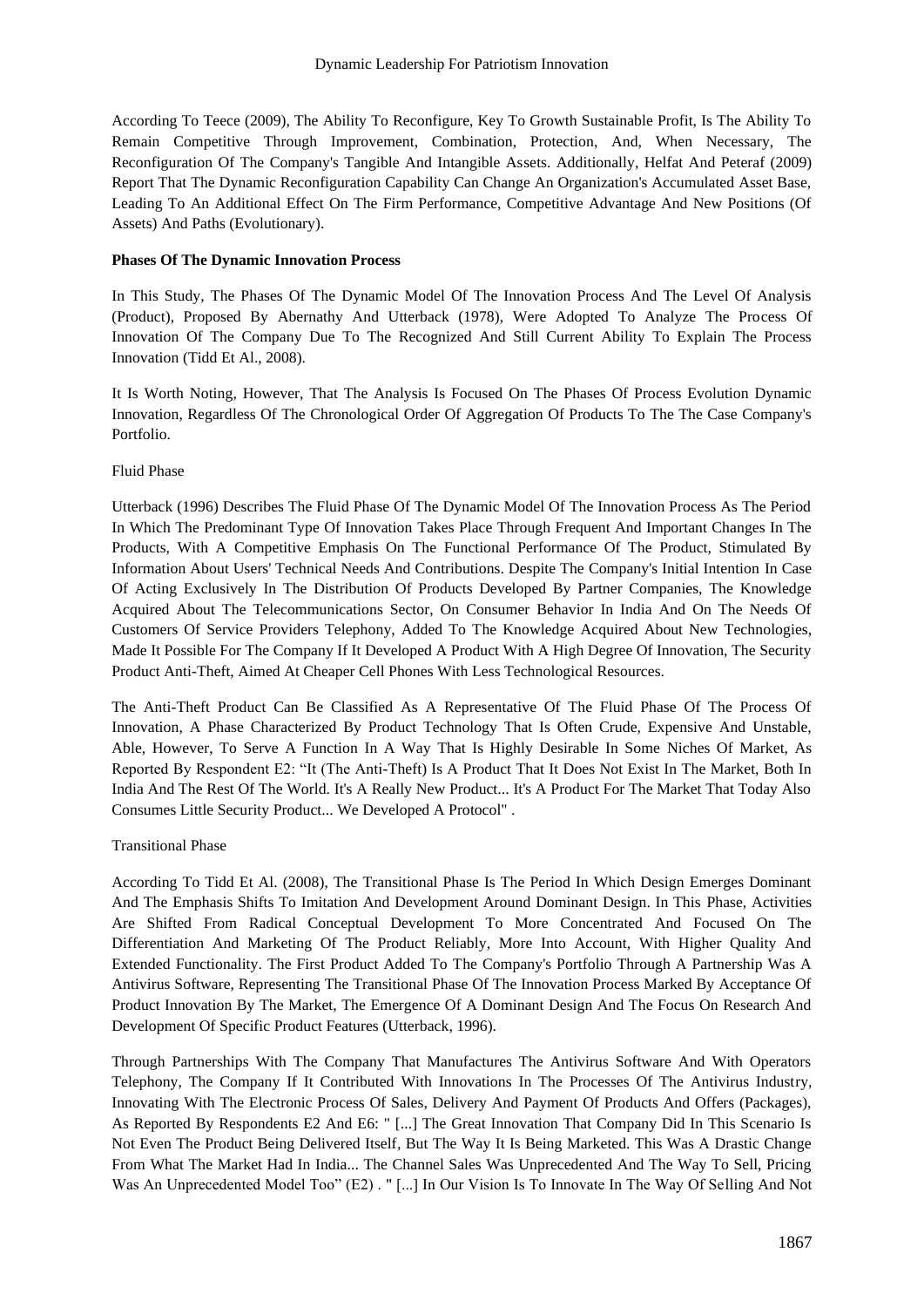According To Teece (2009), The Ability To Reconfigure, Key To Growth Sustainable Profit, Is The Ability To Remain Competitive Through Improvement, Combination, Protection, And, When Necessary, The Reconfiguration Of The Company's Tangible And Intangible Assets. Additionally, Helfat And Peteraf (2009) Report That The Dynamic Reconfiguration Capability Can Change An Organization's Accumulated Asset Base, Leading To An Additional Effect On The Firm Performance, Competitive Advantage And New Positions (Of Assets) And Paths (Evolutionary).

**Phases Of The Dynamic Innovation Process**

In This Study, The Phases Of The Dynamic Model Of The Innovation Process And The Level Of Analysis (Product), Proposed By Abernathy And Utterback (1978), Were Adopted To Analyze The Process Of Innovation Of The Company Due To The Recognized And Still Current Ability To Explain The Process Innovation (Tidd Et Al., 2008).

It Is Worth Noting, However, That The Analysis Is Focused On The Phases Of Process Evolution Dynamic Innovation, Regardless Of The Chronological Order Of Aggregation Of Products To The The Case Company's Portfolio.

Fluid Phase

Utterback (1996) Describes The Fluid Phase Of The Dynamic Model Of The Innovation Process As The Period In Which The Predominant Type Of Innovation Takes Place Through Frequent And Important Changes In The Products, With A Competitive Emphasis On The Functional Performance Of The Product, Stimulated By Information About Users' Technical Needs And Contributions. Despite The Company's Initial Intention In Case Of Acting Exclusively In The Distribution Of Products Developed By Partner Companies, The Knowledge Acquired About The Telecommunications Sector, On Consumer Behavior In India And On The Needs Of Customers Of Service Providers Telephony, Added To The Knowledge Acquired About New Technologies, Made It Possible For The Company If It Developed A Product With A High Degree Of Innovation, The Security Product Anti-Theft, Aimed At Cheaper Cell Phones With Less Technological Resources.

The Anti-Theft Product Can Be Classified As A Representative Of The Fluid Phase Of The Process Of Innovation, A Phase Characterized By Product Technology That Is Often Crude, Expensive And Unstable, Able, However, To Serve A Function In A Way That Is Highly Desirable In Some Niches Of Market, As Reported By Respondent E2: "It (The Anti-Theft) Is A Product That It Does Not Exist In The Market, Both In India And The Rest Of The World. It's A Really New Product... It's A Product For The Market That Today Also Consumes Little Security Product... We Developed A Protocol" .

Transitional Phase

According To Tidd Et Al. (2008), The Transitional Phase Is The Period In Which Design Emerges Dominant And The Emphasis Shifts To Imitation And Development Around Dominant Design. In This Phase, Activities Are Shifted From Radical Conceptual Development To More Concentrated And Focused On The Differentiation And Marketing Of The Product Reliably, More Into Account, With Higher Quality And Extended Functionality. The First Product Added To The Company's Portfolio Through A Partnership Was A Antivirus Software, Representing The Transitional Phase Of The Innovation Process Marked By Acceptance Of Product Innovation By The Market, The Emergence Of A Dominant Design And The Focus On Research And Development Of Specific Product Features (Utterback, 1996).

Through Partnerships With The Company That Manufactures The Antivirus Software And With Operators Telephony, The Company If It Contributed With Innovations In The Processes Of The Antivirus Industry, Innovating With The Electronic Process Of Sales, Delivery And Payment Of Products And Offers (Packages), As Reported By Respondents E2 And E6: " [...] The Great Innovation That Company Did In This Scenario Is Not Even The Product Being Delivered Itself, But The Way It Is Being Marketed. This Was A Drastic Change From What The Market Had In India... The Channel Sales Was Unprecedented And The Way To Sell, Pricing Was An Unprecedented Model Too" (E2) . " [...] In Our Vision Is To Innovate In The Way Of Selling And Not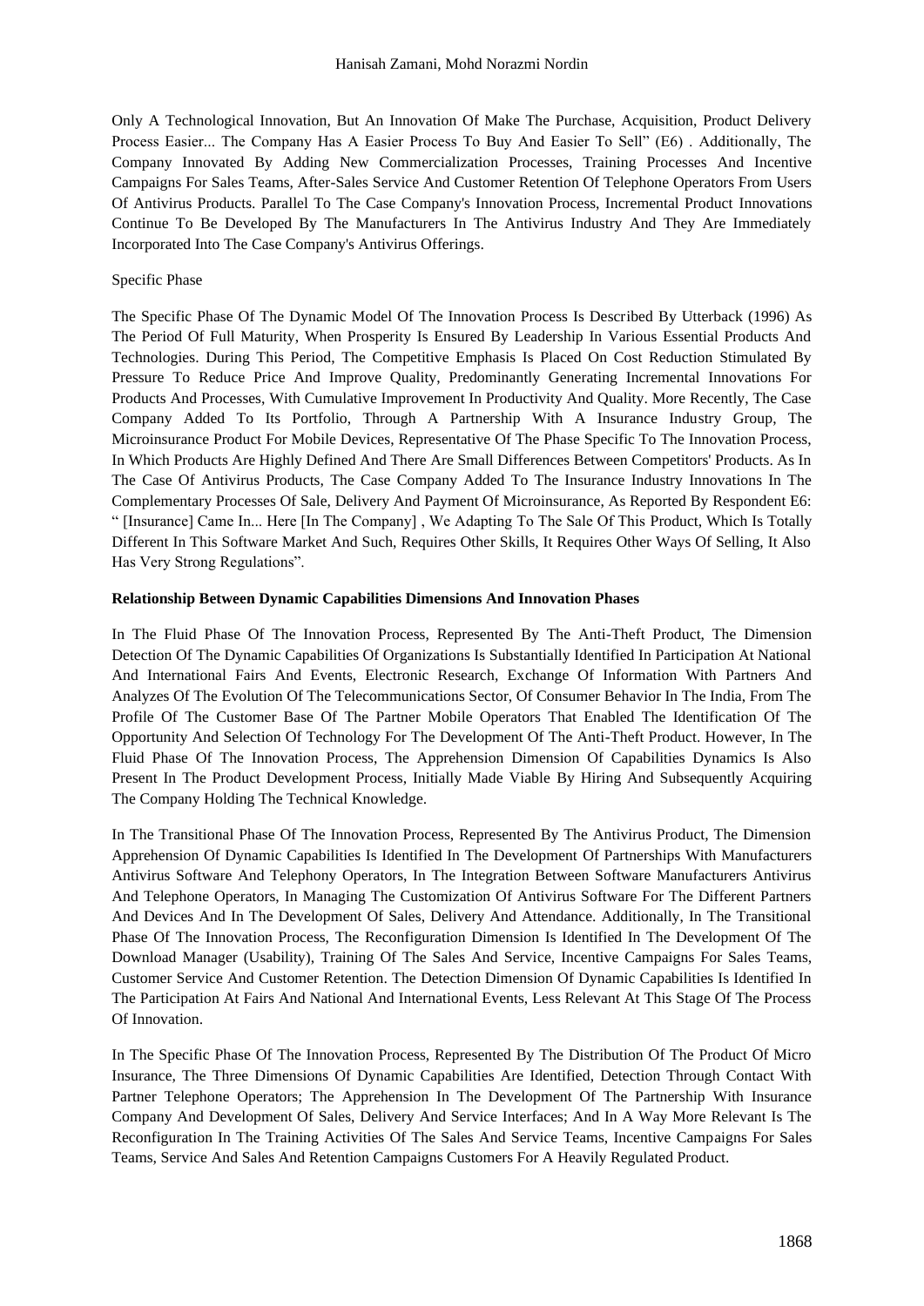Only A Technological Innovation, But An Innovation Of Make The Purchase, Acquisition, Product Delivery Process Easier... The Company Has A Easier Process To Buy And Easier To Sell" (E6) . Additionally, The Company Innovated By Adding New Commercialization Processes, Training Processes And Incentive Campaigns For Sales Teams, After-Sales Service And Customer Retention Of Telephone Operators From Users Of Antivirus Products. Parallel To The Case Company's Innovation Process, Incremental Product Innovations Continue To Be Developed By The Manufacturers In The Antivirus Industry And They Are Immediately Incorporated Into The Case Company's Antivirus Offerings.

Specific Phase

The Specific Phase Of The Dynamic Model Of The Innovation Process Is Described By Utterback (1996) As The Period Of Full Maturity, When Prosperity Is Ensured By Leadership In Various Essential Products And Technologies. During This Period, The Competitive Emphasis Is Placed On Cost Reduction Stimulated By Pressure To Reduce Price And Improve Quality, Predominantly Generating Incremental Innovations For Products And Processes, With Cumulative Improvement In Productivity And Quality. More Recently, The Case Company Added To Its Portfolio, Through A Partnership With A Insurance Industry Group, The Microinsurance Product For Mobile Devices, Representative Of The Phase Specific To The Innovation Process, In Which Products Are Highly Defined And There Are Small Differences Between Competitors' Products. As In The Case Of Antivirus Products, The Case Company Added To The Insurance Industry Innovations In The Complementary Processes Of Sale, Delivery And Payment Of Microinsurance, As Reported By Respondent E6: " [Insurance] Came In... Here [In The Company] , We Adapting To The Sale Of This Product, Which Is Totally Different In This Software Market And Such, Requires Other Skills, It Requires Other Ways Of Selling, It Also Has Very Strong Regulations".

**Relationship Between Dynamic Capabilities Dimensions And Innovation Phases**

In The Fluid Phase Of The Innovation Process, Represented By The Anti-Theft Product, The Dimension Detection Of The Dynamic Capabilities Of Organizations Is Substantially Identified In Participation At National And International Fairs And Events, Electronic Research, Exchange Of Information With Partners And Analyzes Of The Evolution Of The Telecommunications Sector, Of Consumer Behavior In The India, From The Profile Of The Customer Base Of The Partner Mobile Operators That Enabled The Identification Of The Opportunity And Selection Of Technology For The Development Of The Anti-Theft Product. However, In The Fluid Phase Of The Innovation Process, The Apprehension Dimension Of Capabilities Dynamics Is Also Present In The Product Development Process, Initially Made Viable By Hiring And Subsequently Acquiring The Company Holding The Technical Knowledge.

In The Transitional Phase Of The Innovation Process, Represented By The Antivirus Product, The Dimension Apprehension Of Dynamic Capabilities Is Identified In The Development Of Partnerships With Manufacturers Antivirus Software And Telephony Operators, In The Integration Between Software Manufacturers Antivirus And Telephone Operators, In Managing The Customization Of Antivirus Software For The Different Partners And Devices And In The Development Of Sales, Delivery And Attendance. Additionally, In The Transitional Phase Of The Innovation Process, The Reconfiguration Dimension Is Identified In The Development Of The Download Manager (Usability), Training Of The Sales And Service, Incentive Campaigns For Sales Teams, Customer Service And Customer Retention. The Detection Dimension Of Dynamic Capabilities Is Identified In The Participation At Fairs And National And International Events, Less Relevant At This Stage Of The Process Of Innovation.

In The Specific Phase Of The Innovation Process, Represented By The Distribution Of The Product Of Micro Insurance, The Three Dimensions Of Dynamic Capabilities Are Identified, Detection Through Contact With Partner Telephone Operators; The Apprehension In The Development Of The Partnership With Insurance Company And Development Of Sales, Delivery And Service Interfaces; And In A Way More Relevant Is The Reconfiguration In The Training Activities Of The Sales And Service Teams, Incentive Campaigns For Sales Teams, Service And Sales And Retention Campaigns Customers For A Heavily Regulated Product.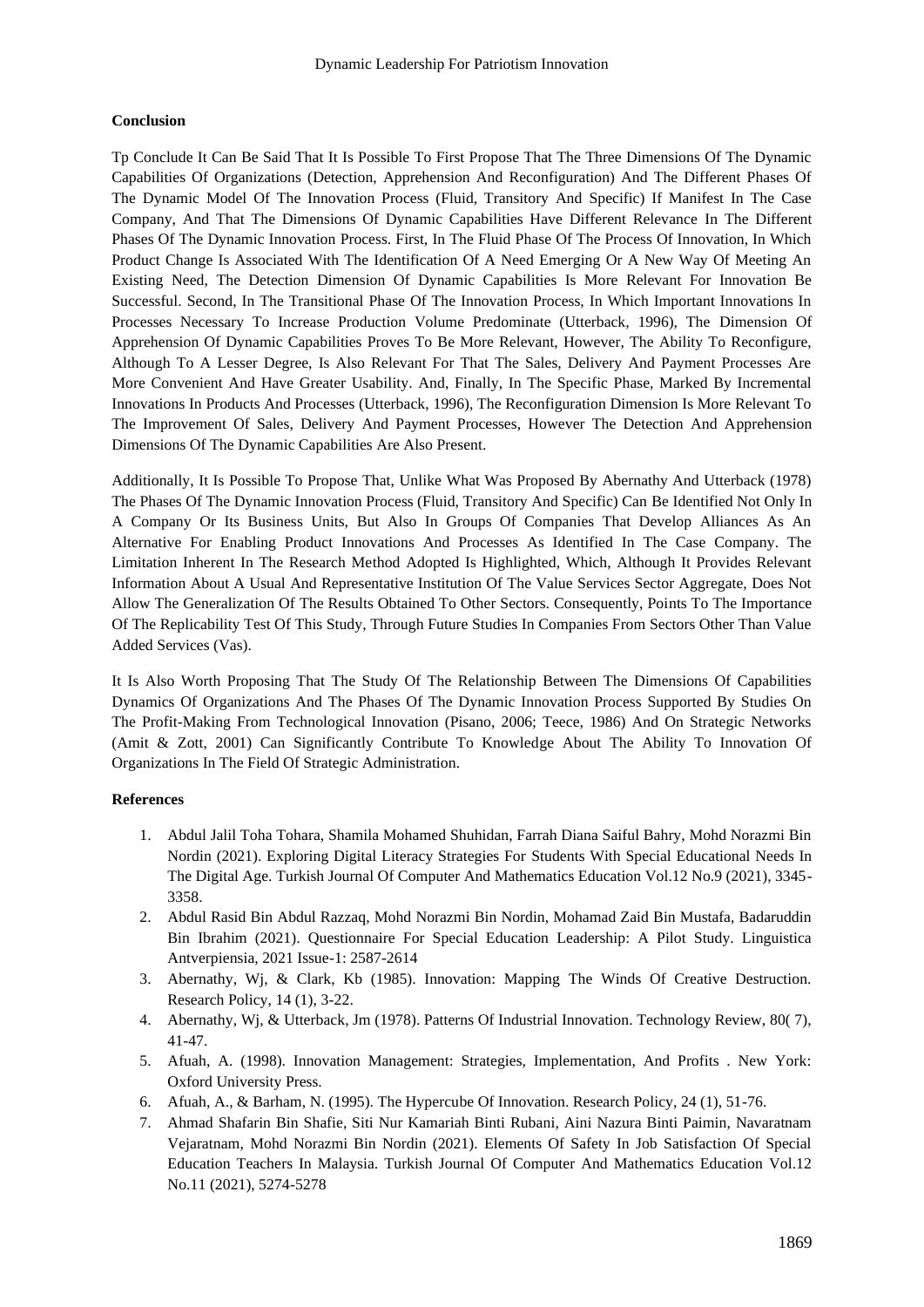**Conclusion**

Tp Conclude It Can Be Said That It Is Possible To First Propose That The Three Dimensions Of The Dynamic Capabilities Of Organizations (Detection, Apprehension And Reconfiguration) And The Different Phases Of The Dynamic Model Of The Innovation Process (Fluid, Transitory And Specific) If Manifest In The Case Company, And That The Dimensions Of Dynamic Capabilities Have Different Relevance In The Different Phases Of The Dynamic Innovation Process. First, In The Fluid Phase Of The Process Of Innovation, In Which Product Change Is Associated With The Identification Of A Need Emerging Or A New Way Of Meeting An Existing Need, The Detection Dimension Of Dynamic Capabilities Is More Relevant For Innovation Be Successful. Second, In The Transitional Phase Of The Innovation Process, In Which Important Innovations In Processes Necessary To Increase Production Volume Predominate (Utterback, 1996), The Dimension Of Apprehension Of Dynamic Capabilities Proves To Be More Relevant, However, The Ability To Reconfigure, Although To A Lesser Degree, Is Also Relevant For That The Sales, Delivery And Payment Processes Are More Convenient And Have Greater Usability. And, Finally, In The Specific Phase, Marked By Incremental Innovations In Products And Processes (Utterback, 1996), The Reconfiguration Dimension Is More Relevant To The Improvement Of Sales, Delivery And Payment Processes, However The Detection And Apprehension Dimensions Of The Dynamic Capabilities Are Also Present.

Additionally, It Is Possible To Propose That, Unlike What Was Proposed By Abernathy And Utterback (1978) The Phases Of The Dynamic Innovation Process (Fluid, Transitory And Specific) Can Be Identified Not Only In A Company Or Its Business Units, But Also In Groups Of Companies That Develop Alliances As An Alternative For Enabling Product Innovations And Processes As Identified In The Case Company. The Limitation Inherent In The Research Method Adopted Is Highlighted, Which, Although It Provides Relevant Information About A Usual And Representative Institution Of The Value Services Sector Aggregate, Does Not Allow The Generalization Of The Results Obtained To Other Sectors. Consequently, Points To The Importance Of The Replicability Test Of This Study, Through Future Studies In Companies From Sectors Other Than Value Added Services (Vas).

It Is Also Worth Proposing That The Study Of The Relationship Between The Dimensions Of Capabilities Dynamics Of Organizations And The Phases Of The Dynamic Innovation Process Supported By Studies On The Profit-Making From Technological Innovation (Pisano, 2006; Teece, 1986) And On Strategic Networks (Amit & Zott, 2001) Can Significantly Contribute To Knowledge About The Ability To Innovation Of Organizations In The Field Of Strategic Administration.

**References**

1. Abdul Jalil Toha Tohara, Shamila Mohamed Shuhidan, Farrah Diana Saiful Bahry, Mohd Norazmi Bin Nordin (2021). Exploring Digital Literacy Strategies For Students With Special Educational Needs In The Digital Age. Turkish Journal Of Computer And Mathematics Education Vol.12 No.9 (2021), 3345-3358.
2. Abdul Rasid Bin Abdul Razzaq, Mohd Norazmi Bin Nordin, Mohamad Zaid Bin Mustafa, Badaruddin Bin Ibrahim (2021). Questionnaire For Special Education Leadership: A Pilot Study. Linguistica Antverpiensia, 2021 Issue-1: 2587-2614
3. Abernathy, Wj, & Clark, Kb (1985). Innovation: Mapping The Winds Of Creative Destruction. Research Policy, 14 (1), 3-22.
4. Abernathy, Wj, & Utterback, Jm (1978). Patterns Of Industrial Innovation. Technology Review, 80( 7), 41-47.
5. Afuah, A. (1998). Innovation Management: Strategies, Implementation, And Profits . New York: Oxford University Press.
6. Afuah, A., & Barham, N. (1995). The Hypercube Of Innovation. Research Policy, 24 (1), 51-76.
7. Ahmad Shafarin Bin Shafie, Siti Nur Kamariah Binti Rubani, Aini Nazura Binti Paimin, Navaratnam Vejaratnam, Mohd Norazmi Bin Nordin (2021). Elements Of Safety In Job Satisfaction Of Special Education Teachers In Malaysia. Turkish Journal Of Computer And Mathematics Education Vol.12 No.11 (2021), 5274-5278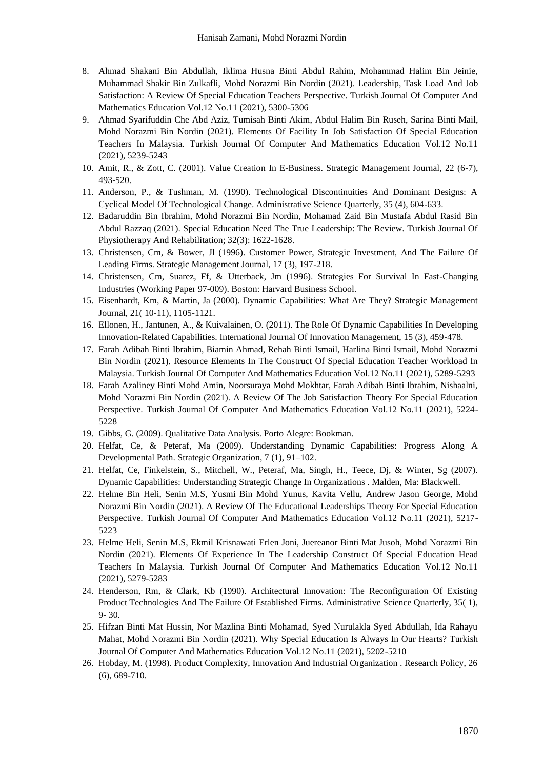8. Ahmad Shakani Bin Abdullah, Iklima Husna Binti Abdul Rahim, Mohammad Halim Bin Jeinie, Muhammad Shakir Bin Zulkafli, Mohd Norazmi Bin Nordin (2021). Leadership, Task Load And Job Satisfaction: A Review Of Special Education Teachers Perspective. Turkish Journal Of Computer And Mathematics Education Vol.12 No.11 (2021), 5300-5306
9. Ahmad Syarifuddin Che Abd Aziz, Tumisah Binti Akim, Abdul Halim Bin Ruseh, Sarina Binti Mail, Mohd Norazmi Bin Nordin (2021). Elements Of Facility In Job Satisfaction Of Special Education Teachers In Malaysia. Turkish Journal Of Computer And Mathematics Education Vol.12 No.11 (2021), 5239-5243
10. Amit, R., & Zott, C. (2001). Value Creation In E-Business. Strategic Management Journal, 22 (6-7), 493-520.
11. Anderson, P., & Tushman, M. (1990). Technological Discontinuities And Dominant Designs: A Cyclical Model Of Technological Change. Administrative Science Quarterly, 35 (4), 604-633.
12. Badaruddin Bin Ibrahim, Mohd Norazmi Bin Nordin, Mohamad Zaid Bin Mustafa Abdul Rasid Bin Abdul Razzaq (2021). Special Education Need The True Leadership: The Review. Turkish Journal Of Physiotherapy And Rehabilitation; 32(3): 1622-1628.
13. Christensen, Cm, & Bower, Jl (1996). Customer Power, Strategic Investment, And The Failure Of Leading Firms. Strategic Management Journal, 17 (3), 197-218.
14. Christensen, Cm, Suarez, Ff, & Utterback, Jm (1996). Strategies For Survival In Fast-Changing Industries (Working Paper 97-009). Boston: Harvard Business School.
15. Eisenhardt, Km, & Martin, Ja (2000). Dynamic Capabilities: What Are They? Strategic Management Journal, 21( 10-11), 1105-1121.
16. Ellonen, H., Jantunen, A., & Kuivalainen, O. (2011). The Role Of Dynamic Capabilities In Developing Innovation-Related Capabilities. International Journal Of Innovation Management, 15 (3), 459-478.
17. Farah Adibah Binti Ibrahim, Biamin Ahmad, Rehah Binti Ismail, Harlina Binti Ismail, Mohd Norazmi Bin Nordin (2021). Resource Elements In The Construct Of Special Education Teacher Workload In Malaysia. Turkish Journal Of Computer And Mathematics Education Vol.12 No.11 (2021), 5289-5293
18. Farah Azaliney Binti Mohd Amin, Noorsuraya Mohd Mokhtar, Farah Adibah Binti Ibrahim, Nishaalni, Mohd Norazmi Bin Nordin (2021). A Review Of The Job Satisfaction Theory For Special Education Perspective. Turkish Journal Of Computer And Mathematics Education Vol.12 No.11 (2021), 5224-5228
19. Gibbs, G. (2009). Qualitative Data Analysis. Porto Alegre: Bookman.
20. Helfat, Ce, & Peteraf, Ma (2009). Understanding Dynamic Capabilities: Progress Along A Developmental Path. Strategic Organization, 7 (1), 91–102.
21. Helfat, Ce, Finkelstein, S., Mitchell, W., Peteraf, Ma, Singh, H., Teece, Dj, & Winter, Sg (2007). Dynamic Capabilities: Understanding Strategic Change In Organizations . Malden, Ma: Blackwell.
22. Helme Bin Heli, Senin M.S, Yusmi Bin Mohd Yunus, Kavita Vellu, Andrew Jason George, Mohd Norazmi Bin Nordin (2021). A Review Of The Educational Leaderships Theory For Special Education Perspective. Turkish Journal Of Computer And Mathematics Education Vol.12 No.11 (2021), 5217-5223
23. Helme Heli, Senin M.S, Ekmil Krisnawati Erlen Joni, Juereanor Binti Mat Jusoh, Mohd Norazmi Bin Nordin (2021). Elements Of Experience In The Leadership Construct Of Special Education Head Teachers In Malaysia. Turkish Journal Of Computer And Mathematics Education Vol.12 No.11 (2021), 5279-5283
24. Henderson, Rm, & Clark, Kb (1990). Architectural Innovation: The Reconfiguration Of Existing Product Technologies And The Failure Of Established Firms. Administrative Science Quarterly, 35( 1), 9- 30.
25. Hifzan Binti Mat Hussin, Nor Mazlina Binti Mohamad, Syed Nurulakla Syed Abdullah, Ida Rahayu Mahat, Mohd Norazmi Bin Nordin (2021). Why Special Education Is Always In Our Hearts? Turkish Journal Of Computer And Mathematics Education Vol.12 No.11 (2021), 5202-5210
26. Hobday, M. (1998). Product Complexity, Innovation And Industrial Organization . Research Policy, 26 (6), 689-710.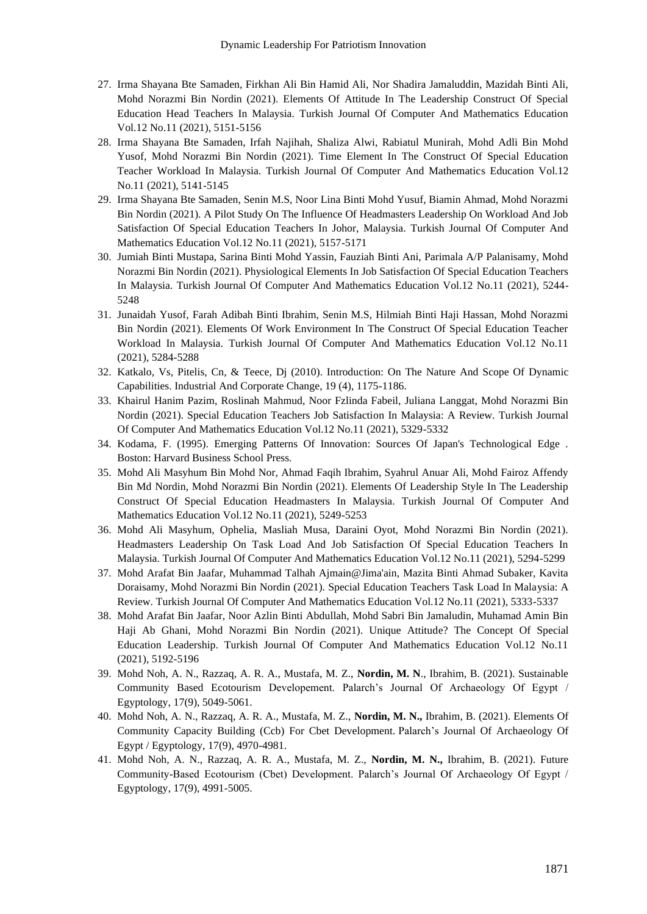27. Irma Shayana Bte Samaden, Firkhan Ali Bin Hamid Ali, Nor Shadira Jamaluddin, Mazidah Binti Ali, Mohd Norazmi Bin Nordin (2021). Elements Of Attitude In The Leadership Construct Of Special Education Head Teachers In Malaysia. Turkish Journal Of Computer And Mathematics Education Vol.12 No.11 (2021), 5151-5156
28. Irma Shayana Bte Samaden, Irfah Najihah, Shaliza Alwi, Rabiatul Munirah, Mohd Adli Bin Mohd Yusof, Mohd Norazmi Bin Nordin (2021). Time Element In The Construct Of Special Education Teacher Workload In Malaysia. Turkish Journal Of Computer And Mathematics Education Vol.12 No.11 (2021), 5141-5145
29. Irma Shayana Bte Samaden, Senin M.S, Noor Lina Binti Mohd Yusuf, Biamin Ahmad, Mohd Norazmi Bin Nordin (2021). A Pilot Study On The Influence Of Headmasters Leadership On Workload And Job Satisfaction Of Special Education Teachers In Johor, Malaysia. Turkish Journal Of Computer And Mathematics Education Vol.12 No.11 (2021), 5157-5171
30. Jumiah Binti Mustapa, Sarina Binti Mohd Yassin, Fauziah Binti Ani, Parimala A/P Palanisamy, Mohd Norazmi Bin Nordin (2021). Physiological Elements In Job Satisfaction Of Special Education Teachers In Malaysia. Turkish Journal Of Computer And Mathematics Education Vol.12 No.11 (2021), 5244-5248
31. Junaidah Yusof, Farah Adibah Binti Ibrahim, Senin M.S, Hilmiah Binti Haji Hassan, Mohd Norazmi Bin Nordin (2021). Elements Of Work Environment In The Construct Of Special Education Teacher Workload In Malaysia. Turkish Journal Of Computer And Mathematics Education Vol.12 No.11 (2021), 5284-5288
32. Katkalo, Vs, Pitelis, Cn, & Teece, Dj (2010). Introduction: On The Nature And Scope Of Dynamic Capabilities. Industrial And Corporate Change, 19 (4), 1175-1186.
33. Khairul Hanim Pazim, Roslinah Mahmud, Noor Fzlinda Fabeil, Juliana Langgat, Mohd Norazmi Bin Nordin (2021). Special Education Teachers Job Satisfaction In Malaysia: A Review. Turkish Journal Of Computer And Mathematics Education Vol.12 No.11 (2021), 5329-5332
34. Kodama, F. (1995). Emerging Patterns Of Innovation: Sources Of Japan's Technological Edge . Boston: Harvard Business School Press.
35. Mohd Ali Masyhum Bin Mohd Nor, Ahmad Faqih Ibrahim, Syahrul Anuar Ali, Mohd Fairoz Affendy Bin Md Nordin, Mohd Norazmi Bin Nordin (2021). Elements Of Leadership Style In The Leadership Construct Of Special Education Headmasters In Malaysia. Turkish Journal Of Computer And Mathematics Education Vol.12 No.11 (2021), 5249-5253
36. Mohd Ali Masyhum, Ophelia, Masliah Musa, Daraini Oyot, Mohd Norazmi Bin Nordin (2021). Headmasters Leadership On Task Load And Job Satisfaction Of Special Education Teachers In Malaysia. Turkish Journal Of Computer And Mathematics Education Vol.12 No.11 (2021), 5294-5299
37. Mohd Arafat Bin Jaafar, Muhammad Talhah Ajmain@Jima'ain, Mazita Binti Ahmad Subaker, Kavita Doraisamy, Mohd Norazmi Bin Nordin (2021). Special Education Teachers Task Load In Malaysia: A Review. Turkish Journal Of Computer And Mathematics Education Vol.12 No.11 (2021), 5333-5337
38. Mohd Arafat Bin Jaafar, Noor Azlin Binti Abdullah, Mohd Sabri Bin Jamaludin, Muhamad Amin Bin Haji Ab Ghani, Mohd Norazmi Bin Nordin (2021). Unique Attitude? The Concept Of Special Education Leadership. Turkish Journal Of Computer And Mathematics Education Vol.12 No.11 (2021), 5192-5196
39. Mohd Noh, A. N., Razzaq, A. R. A., Mustafa, M. Z., **Nordin, M. N**., Ibrahim, B. (2021). Sustainable Community Based Ecotourism Developement. Palarch's Journal Of Archaeology Of Egypt / Egyptology, 17(9), 5049-5061.
40. Mohd Noh, A. N., Razzaq, A. R. A., Mustafa, M. Z., **Nordin, M. N.,** Ibrahim, B. (2021). Elements Of Community Capacity Building (Ccb) For Cbet Development. Palarch's Journal Of Archaeology Of Egypt / Egyptology, 17(9), 4970-4981.
41. Mohd Noh, A. N., Razzaq, A. R. A., Mustafa, M. Z., **Nordin, M. N.,** Ibrahim, B. (2021). Future Community-Based Ecotourism (Cbet) Development. Palarch's Journal Of Archaeology Of Egypt / Egyptology, 17(9), 4991-5005.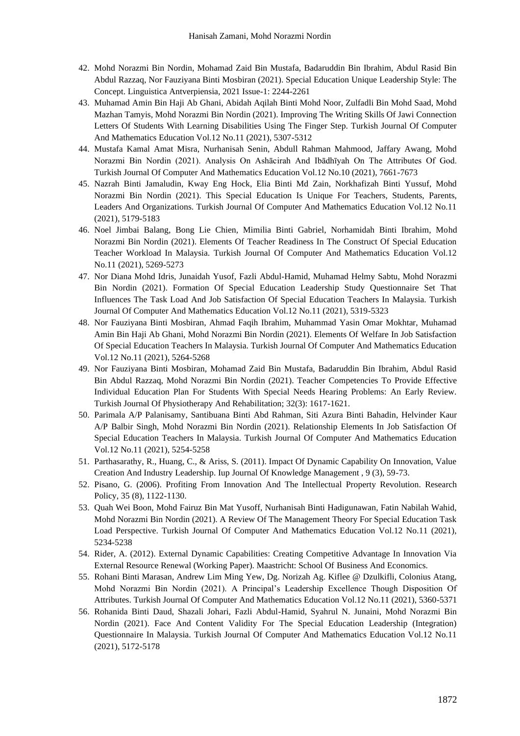42. Mohd Norazmi Bin Nordin, Mohamad Zaid Bin Mustafa, Badaruddin Bin Ibrahim, Abdul Rasid Bin Abdul Razzaq, Nor Fauziyana Binti Mosbiran (2021). Special Education Unique Leadership Style: The Concept. Linguistica Antverpiensia, 2021 Issue-1: 2244-2261
43. Muhamad Amin Bin Haji Ab Ghani, Abidah Aqilah Binti Mohd Noor, Zulfadli Bin Mohd Saad, Mohd Mazhan Tamyis, Mohd Norazmi Bin Nordin (2021). Improving The Writing Skills Of Jawi Connection Letters Of Students With Learning Disabilities Using The Finger Step. Turkish Journal Of Computer And Mathematics Education Vol.12 No.11 (2021), 5307-5312
44. Mustafa Kamal Amat Misra, Nurhanisah Senin, Abdull Rahman Mahmood, Jaffary Awang, Mohd Norazmi Bin Nordin (2021). Analysis On Ashācirah And Ibādhīyah On The Attributes Of God. Turkish Journal Of Computer And Mathematics Education Vol.12 No.10 (2021), 7661-7673
45. Nazrah Binti Jamaludin, Kway Eng Hock, Elia Binti Md Zain, Norkhafizah Binti Yussuf, Mohd Norazmi Bin Nordin (2021). This Special Education Is Unique For Teachers, Students, Parents, Leaders And Organizations. Turkish Journal Of Computer And Mathematics Education Vol.12 No.11 (2021), 5179-5183
46. Noel Jimbai Balang, Bong Lie Chien, Mimilia Binti Gabriel, Norhamidah Binti Ibrahim, Mohd Norazmi Bin Nordin (2021). Elements Of Teacher Readiness In The Construct Of Special Education Teacher Workload In Malaysia. Turkish Journal Of Computer And Mathematics Education Vol.12 No.11 (2021), 5269-5273
47. Nor Diana Mohd Idris, Junaidah Yusof, Fazli Abdul-Hamid, Muhamad Helmy Sabtu, Mohd Norazmi Bin Nordin (2021). Formation Of Special Education Leadership Study Questionnaire Set That Influences The Task Load And Job Satisfaction Of Special Education Teachers In Malaysia. Turkish Journal Of Computer And Mathematics Education Vol.12 No.11 (2021), 5319-5323
48. Nor Fauziyana Binti Mosbiran, Ahmad Faqih Ibrahim, Muhammad Yasin Omar Mokhtar, Muhamad Amin Bin Haji Ab Ghani, Mohd Norazmi Bin Nordin (2021). Elements Of Welfare In Job Satisfaction Of Special Education Teachers In Malaysia. Turkish Journal Of Computer And Mathematics Education Vol.12 No.11 (2021), 5264-5268
49. Nor Fauziyana Binti Mosbiran, Mohamad Zaid Bin Mustafa, Badaruddin Bin Ibrahim, Abdul Rasid Bin Abdul Razzaq, Mohd Norazmi Bin Nordin (2021). Teacher Competencies To Provide Effective Individual Education Plan For Students With Special Needs Hearing Problems: An Early Review. Turkish Journal Of Physiotherapy And Rehabilitation; 32(3): 1617-1621.
50. Parimala A/P Palanisamy, Santibuana Binti Abd Rahman, Siti Azura Binti Bahadin, Helvinder Kaur A/P Balbir Singh, Mohd Norazmi Bin Nordin (2021). Relationship Elements In Job Satisfaction Of Special Education Teachers In Malaysia. Turkish Journal Of Computer And Mathematics Education Vol.12 No.11 (2021), 5254-5258
51. Parthasarathy, R., Huang, C., & Ariss, S. (2011). Impact Of Dynamic Capability On Innovation, Value Creation And Industry Leadership. Iup Journal Of Knowledge Management , 9 (3), 59-73.
52. Pisano, G. (2006). Profiting From Innovation And The Intellectual Property Revolution. Research Policy, 35 (8), 1122-1130.
53. Quah Wei Boon, Mohd Fairuz Bin Mat Yusoff, Nurhanisah Binti Hadigunawan, Fatin Nabilah Wahid, Mohd Norazmi Bin Nordin (2021). A Review Of The Management Theory For Special Education Task Load Perspective. Turkish Journal Of Computer And Mathematics Education Vol.12 No.11 (2021), 5234-5238
54. Rider, A. (2012). External Dynamic Capabilities: Creating Competitive Advantage In Innovation Via External Resource Renewal (Working Paper). Maastricht: School Of Business And Economics.
55. Rohani Binti Marasan, Andrew Lim Ming Yew, Dg. Norizah Ag. Kiflee @ Dzulkifli, Colonius Atang, Mohd Norazmi Bin Nordin (2021). A Principal's Leadership Excellence Though Disposition Of Attributes. Turkish Journal Of Computer And Mathematics Education Vol.12 No.11 (2021), 5360-5371
56. Rohanida Binti Daud, Shazali Johari, Fazli Abdul-Hamid, Syahrul N. Junaini, Mohd Norazmi Bin Nordin (2021). Face And Content Validity For The Special Education Leadership (Integration) Questionnaire In Malaysia. Turkish Journal Of Computer And Mathematics Education Vol.12 No.11 (2021), 5172-5178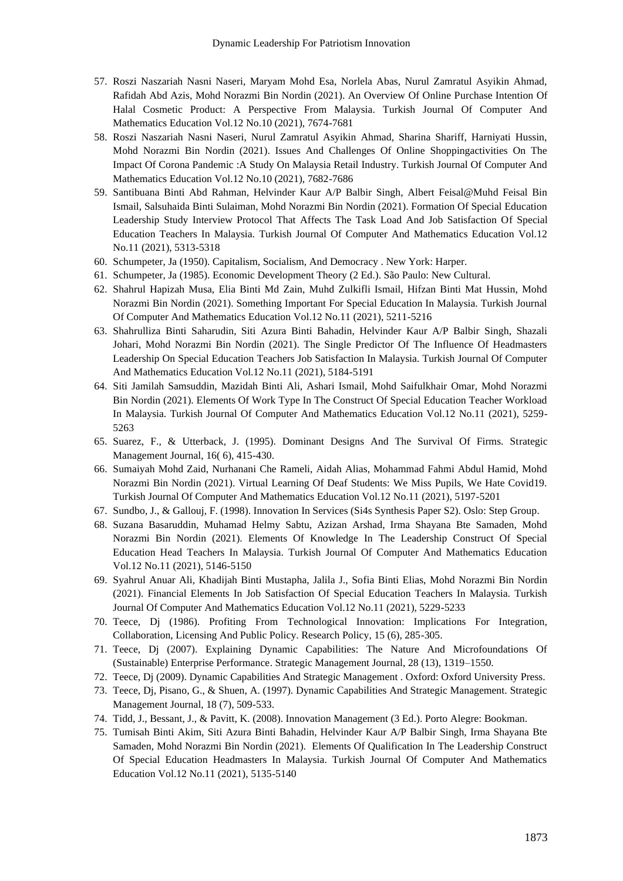57. Roszi Naszariah Nasni Naseri, Maryam Mohd Esa, Norlela Abas, Nurul Zamratul Asyikin Ahmad, Rafidah Abd Azis, Mohd Norazmi Bin Nordin (2021). An Overview Of Online Purchase Intention Of Halal Cosmetic Product: A Perspective From Malaysia. Turkish Journal Of Computer And Mathematics Education Vol.12 No.10 (2021), 7674-7681
58. Roszi Naszariah Nasni Naseri, Nurul Zamratul Asyikin Ahmad, Sharina Shariff, Harniyati Hussin, Mohd Norazmi Bin Nordin (2021). Issues And Challenges Of Online Shoppingactivities On The Impact Of Corona Pandemic :A Study On Malaysia Retail Industry. Turkish Journal Of Computer And Mathematics Education Vol.12 No.10 (2021), 7682-7686
59. Santibuana Binti Abd Rahman, Helvinder Kaur A/P Balbir Singh, Albert Feisal@Muhd Feisal Bin Ismail, Salsuhaida Binti Sulaiman, Mohd Norazmi Bin Nordin (2021). Formation Of Special Education Leadership Study Interview Protocol That Affects The Task Load And Job Satisfaction Of Special Education Teachers In Malaysia. Turkish Journal Of Computer And Mathematics Education Vol.12 No.11 (2021), 5313-5318
60. Schumpeter, Ja (1950). Capitalism, Socialism, And Democracy . New York: Harper.
61. Schumpeter, Ja (1985). Economic Development Theory (2 Ed.). São Paulo: New Cultural.
62. Shahrul Hapizah Musa, Elia Binti Md Zain, Muhd Zulkifli Ismail, Hifzan Binti Mat Hussin, Mohd Norazmi Bin Nordin (2021). Something Important For Special Education In Malaysia. Turkish Journal Of Computer And Mathematics Education Vol.12 No.11 (2021), 5211-5216
63. Shahrulliza Binti Saharudin, Siti Azura Binti Bahadin, Helvinder Kaur A/P Balbir Singh, Shazali Johari, Mohd Norazmi Bin Nordin (2021). The Single Predictor Of The Influence Of Headmasters Leadership On Special Education Teachers Job Satisfaction In Malaysia. Turkish Journal Of Computer And Mathematics Education Vol.12 No.11 (2021), 5184-5191
64. Siti Jamilah Samsuddin, Mazidah Binti Ali, Ashari Ismail, Mohd Saifulkhair Omar, Mohd Norazmi Bin Nordin (2021). Elements Of Work Type In The Construct Of Special Education Teacher Workload In Malaysia. Turkish Journal Of Computer And Mathematics Education Vol.12 No.11 (2021), 5259-5263
65. Suarez, F., & Utterback, J. (1995). Dominant Designs And The Survival Of Firms. Strategic Management Journal, 16( 6), 415-430.
66. Sumaiyah Mohd Zaid, Nurhanani Che Rameli, Aidah Alias, Mohammad Fahmi Abdul Hamid, Mohd Norazmi Bin Nordin (2021). Virtual Learning Of Deaf Students: We Miss Pupils, We Hate Covid19. Turkish Journal Of Computer And Mathematics Education Vol.12 No.11 (2021), 5197-5201
67. Sundbo, J., & Gallouj, F. (1998). Innovation In Services (Si4s Synthesis Paper S2). Oslo: Step Group.
68. Suzana Basaruddin, Muhamad Helmy Sabtu, Azizan Arshad, Irma Shayana Bte Samaden, Mohd Norazmi Bin Nordin (2021). Elements Of Knowledge In The Leadership Construct Of Special Education Head Teachers In Malaysia. Turkish Journal Of Computer And Mathematics Education Vol.12 No.11 (2021), 5146-5150
69. Syahrul Anuar Ali, Khadijah Binti Mustapha, Jalila J., Sofia Binti Elias, Mohd Norazmi Bin Nordin (2021). Financial Elements In Job Satisfaction Of Special Education Teachers In Malaysia. Turkish Journal Of Computer And Mathematics Education Vol.12 No.11 (2021), 5229-5233
70. Teece, Dj (1986). Profiting From Technological Innovation: Implications For Integration, Collaboration, Licensing And Public Policy. Research Policy, 15 (6), 285-305.
71. Teece, Dj (2007). Explaining Dynamic Capabilities: The Nature And Microfoundations Of (Sustainable) Enterprise Performance. Strategic Management Journal, 28 (13), 1319–1550.
72. Teece, Dj (2009). Dynamic Capabilities And Strategic Management . Oxford: Oxford University Press.
73. Teece, Dj, Pisano, G., & Shuen, A. (1997). Dynamic Capabilities And Strategic Management. Strategic Management Journal, 18 (7), 509-533.
74. Tidd, J., Bessant, J., & Pavitt, K. (2008). Innovation Management (3 Ed.). Porto Alegre: Bookman.
75. Tumisah Binti Akim, Siti Azura Binti Bahadin, Helvinder Kaur A/P Balbir Singh, Irma Shayana Bte Samaden, Mohd Norazmi Bin Nordin (2021). Elements Of Qualification In The Leadership Construct Of Special Education Headmasters In Malaysia. Turkish Journal Of Computer And Mathematics Education Vol.12 No.11 (2021), 5135-5140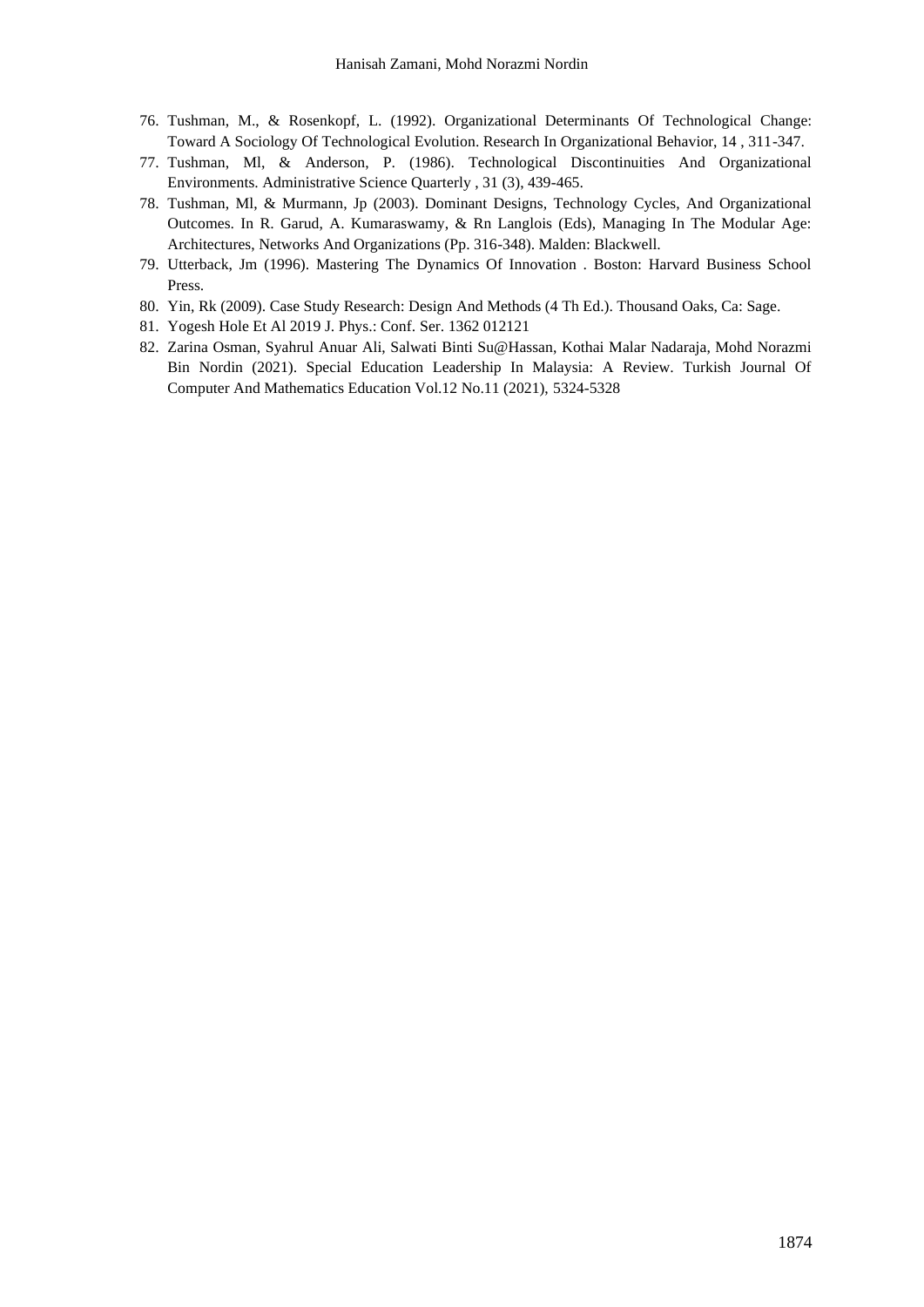76. Tushman, M., & Rosenkopf, L. (1992). Organizational Determinants Of Technological Change: Toward A Sociology Of Technological Evolution. Research In Organizational Behavior, 14 , 311-347.
77. Tushman, Ml, & Anderson, P. (1986). Technological Discontinuities And Organizational Environments. Administrative Science Quarterly , 31 (3), 439-465.
78. Tushman, Ml, & Murmann, Jp (2003). Dominant Designs, Technology Cycles, And Organizational Outcomes. In R. Garud, A. Kumaraswamy, & Rn Langlois (Eds), Managing In The Modular Age: Architectures, Networks And Organizations (Pp. 316-348). Malden: Blackwell.
79. Utterback, Jm (1996). Mastering The Dynamics Of Innovation . Boston: Harvard Business School Press.
80. Yin, Rk (2009). Case Study Research: Design And Methods (4 Th Ed.). Thousand Oaks, Ca: Sage.
81. Yogesh Hole Et Al 2019 J. Phys.: Conf. Ser. 1362 012121
82. Zarina Osman, Syahrul Anuar Ali, Salwati Binti Su@Hassan, Kothai Malar Nadaraja, Mohd Norazmi Bin Nordin (2021). Special Education Leadership In Malaysia: A Review. Turkish Journal Of Computer And Mathematics Education Vol.12 No.11 (2021), 5324-5328